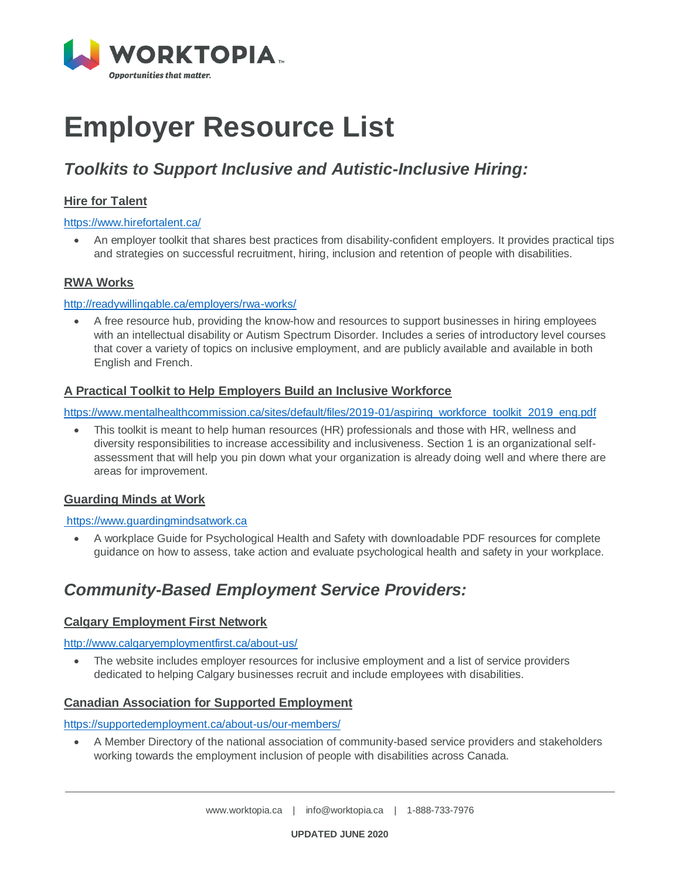# Employer Resource List

## *Toolkits to Support Inclusive and Autistic-Inclusive Hiring:*

### Hire for Talent

https://www.hirefortalent.ca/

- An employer toolkit that shares best practices from disability-confident employers. It provides practical tips and strategies on successful recruitment, hiring, inclusion and retention of people with disabilities.

### RWA Works

http://readywillingable.ca/employers/rwa-works/

- A free resource hub, providing the know-how and resources to support businesses in hiring employees with an intellectual disability or Autism Spectrum Disorder. Includes a series of introductory level courses that cover a variety of topics on inclusive employment, and are publicly available and available in both English and French.

### A Practical Toolkit to Help Employers Build an Inclusive Workforce

https://www.mentalhealthcommission.ca/sites/default/files/2019-01/aspiring_workforce_toolkit_2019_eng.pdf

- This toolkit is meant to help human resources (HR) professionals and those with HR, wellness and diversity responsibilities to increase accessibility and inclusiveness. Section 1 is an organizational self-assessment that will help you pin down what your organization is already doing well and where there are areas for improvement.

### Guarding Minds at Work

https://www.guardingmindsatwork.ca

- A workplace Guide for Psychological Health and Safety with downloadable PDF resources for complete guidance on how to assess, take action and evaluate psychological health and safety in your workplace.

## *Community-Based Employment Service Providers:*

### Calgary Employment First Network

http://www.calgaryemploymentfirst.ca/about-us/

- The website includes employer resources for inclusive employment and a list of service providers dedicated to helping Calgary businesses recruit and include employees with disabilities.

### Canadian Association for Supported Employment

https://supportedemployment.ca/about-us/our-members/

- A Member Directory of the national association of community-based service providers and stakeholders working towards the employment inclusion of people with disabilities across Canada.

UPDATED JUNE 2020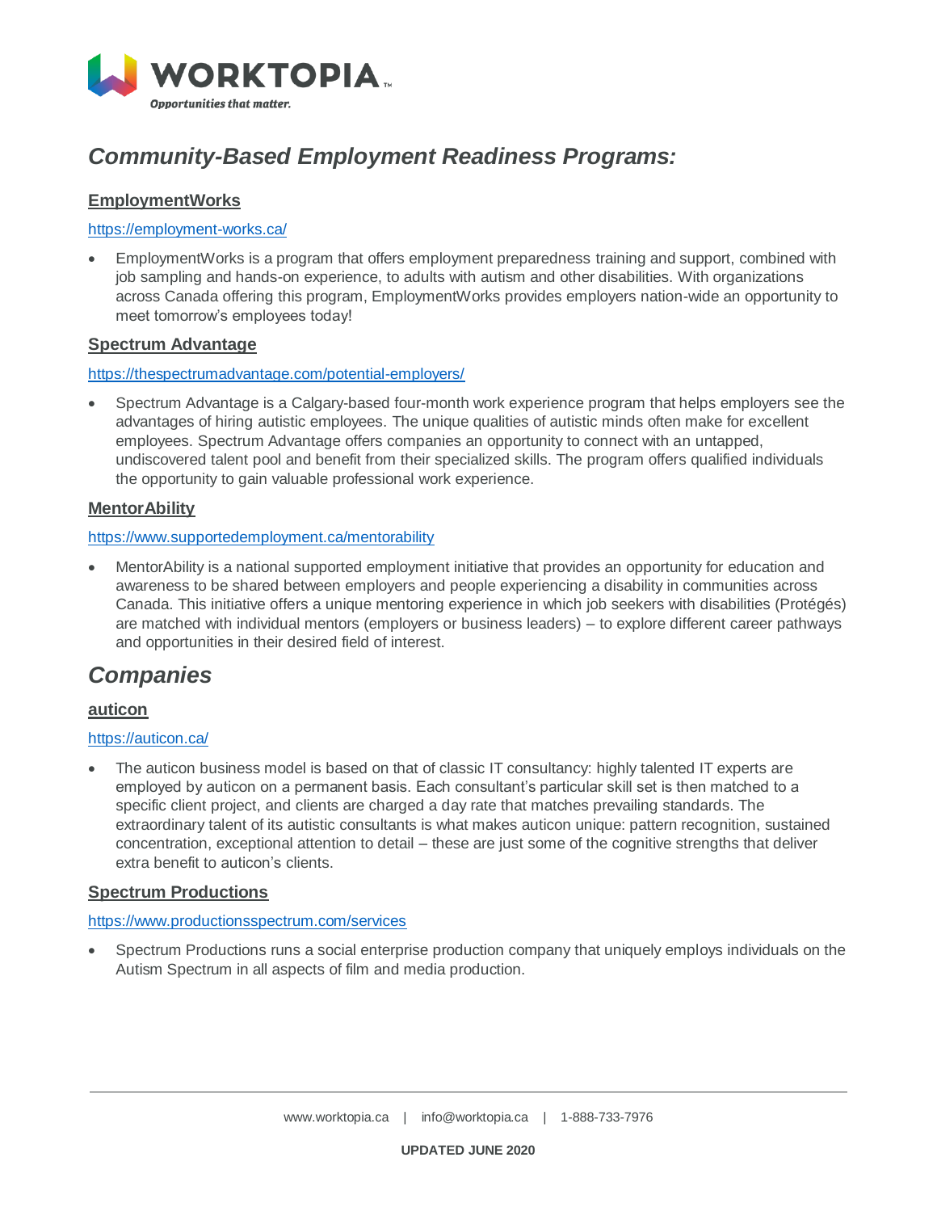WORKTOPIA

Opportunities that matter.

# *Community-Based Employment Readiness Programs:*

### EmploymentWorks

https://employment-works.ca/

- EmploymentWorks is a program that offers employment preparedness training and support, combined with job sampling and hands-on experience, to adults with autism and other disabilities. With organizations across Canada offering this program, EmploymentWorks provides employers nation-wide an opportunity to meet tomorrow's employees today!

### Spectrum Advantage

https://thespectrumadvantage.com/potential-employers/

- Spectrum Advantage is a Calgary-based four-month work experience program that helps employers see the advantages of hiring autistic employees. The unique qualities of autistic minds often make for excellent employees. Spectrum Advantage offers companies an opportunity to connect with an untapped, undiscovered talent pool and benefit from their specialized skills. The program offers qualified individuals the opportunity to gain valuable professional work experience.

### MentorAbility

https://www.supportedemployment.ca/mentorability

- MentorAbility is a national supported employment initiative that provides an opportunity for education and awareness to be shared between employers and people experiencing a disability in communities across Canada. This initiative offers a unique mentoring experience in which job seekers with disabilities (Protégés) are matched with individual mentors (employers or business leaders) – to explore different career pathways and opportunities in their desired field of interest.

# *Companies*

### auticon

https://auticon.ca/

- The auticon business model is based on that of classic IT consultancy: highly talented IT experts are employed by auticon on a permanent basis. Each consultant's particular skill set is then matched to a specific client project, and clients are charged a day rate that matches prevailing standards. The extraordinary talent of its autistic consultants is what makes auticon unique: pattern recognition, sustained concentration, exceptional attention to detail – these are just some of the cognitive strengths that deliver extra benefit to auticon's clients.

### Spectrum Productions

https://www.productionsspectrum.com/services

- Spectrum Productions runs a social enterprise production company that uniquely employs individuals on the Autism Spectrum in all aspects of film and media production.

www.worktopia.ca | info@worktopia.ca | 1-888-733-7976

**UPDATED JUNE 2020**